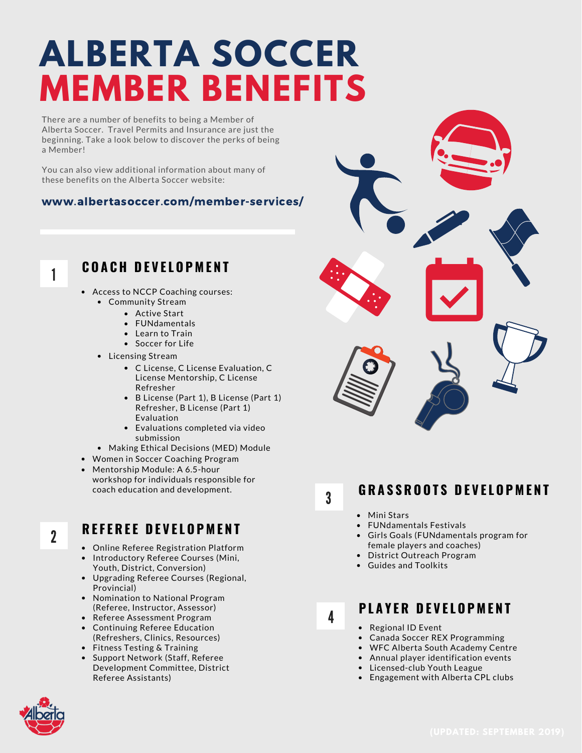# ALBERTA SOCCER MEMBER BENEFITS

There are a number of benefits to being a Member of Alberta Soccer. Travel Permits and Insurance are just the beginning. Take a look below to discover the perks of being a Member!

You can also view additional information about many of these benefits on the Alberta Soccer website:

**www.albertasoccer.com/member-services/**

## 1 COACH DEVELOPMENT

- Access to NCCP Coaching courses:
  - Community Stream
    - Active Start
    - FUNdamentals
    - Learn to Train
    - Soccer for Life
  - Licensing Stream
    - C License, C License Evaluation, C License Mentorship, C License Refresher
    - B License (Part 1), B License (Part 1) Refresher, B License (Part 1) Evaluation
    - Evaluations completed via video submission
  - Making Ethical Decisions (MED) Module
- Women in Soccer Coaching Program
- Mentorship Module: A 6.5-hour workshop for individuals responsible for coach education and development.

## 2 REFEREE DEVELOPMENT

- Online Referee Registration Platform
- Introductory Referee Courses (Mini, Youth, District, Conversion)
- Upgrading Referee Courses (Regional, Provincial)
- Nomination to National Program (Referee, Instructor, Assessor)
- Referee Assessment Program
- Continuing Referee Education (Refreshers, Clinics, Resources)
- Fitness Testing & Training
- Support Network (Staff, Referee Development Committee, District Referee Assistants)

## 3 GRASSROOTS DEVELOPMENT

- Mini Stars
- FUNdamentals Festivals
- Girls Goals (FUNdamentals program for female players and coaches)
- District Outreach Program
- Guides and Toolkits

## 4 PLAYER DEVELOPMENT

- Regional ID Event
- Canada Soccer REX Programming
- WFC Alberta South Academy Centre
- Annual player identification events
- Licensed-club Youth League
- Engagement with Alberta CPL clubs

(UPDATED: SEPTEMBER 2019)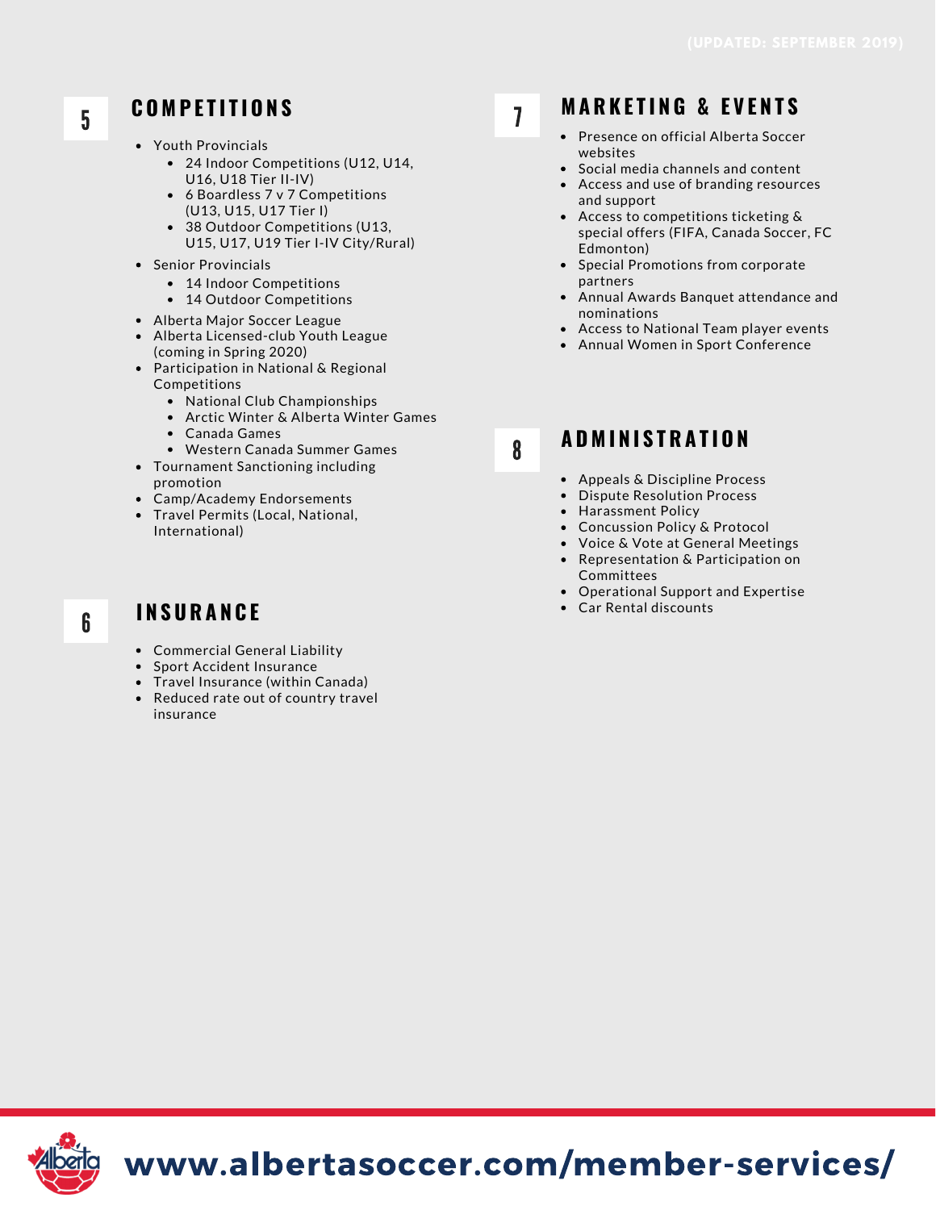(UPDATED: SEPTEMBER 2019)

## 5 COMPETITIONS

- Youth Provincials
  - 24 Indoor Competitions (U12, U14, U16, U18 Tier II-IV)
  - 6 Boardless 7 v 7 Competitions (U13, U15, U17 Tier I)
  - 38 Outdoor Competitions (U13, U15, U17, U19 Tier I-IV City/Rural)
- Senior Provincials
  - 14 Indoor Competitions
  - 14 Outdoor Competitions
- Alberta Major Soccer League
- Alberta Licensed-club Youth League (coming in Spring 2020)
- Participation in National & Regional Competitions
  - National Club Championships
  - Arctic Winter & Alberta Winter Games
  - Canada Games
  - Western Canada Summer Games
- Tournament Sanctioning including promotion
- Camp/Academy Endorsements
- Travel Permits (Local, National, International)

## 6 INSURANCE

- Commercial General Liability
- Sport Accident Insurance
- Travel Insurance (within Canada)
- Reduced rate out of country travel insurance

## 7 MARKETING & EVENTS

- Presence on official Alberta Soccer websites
- Social media channels and content
- Access and use of branding resources and support
- Access to competitions ticketing & special offers (FIFA, Canada Soccer, FC Edmonton)
- Special Promotions from corporate partners
- Annual Awards Banquet attendance and nominations
- Access to National Team player events
- Annual Women in Sport Conference

## 8 ADMINISTRATION

- Appeals & Discipline Process
- Dispute Resolution Process
- Harassment Policy
- Concussion Policy & Protocol
- Voice & Vote at General Meetings
- Representation & Participation on Committees
- Operational Support and Expertise
- Car Rental discounts

**www.albertasoccer.com/member-services/**